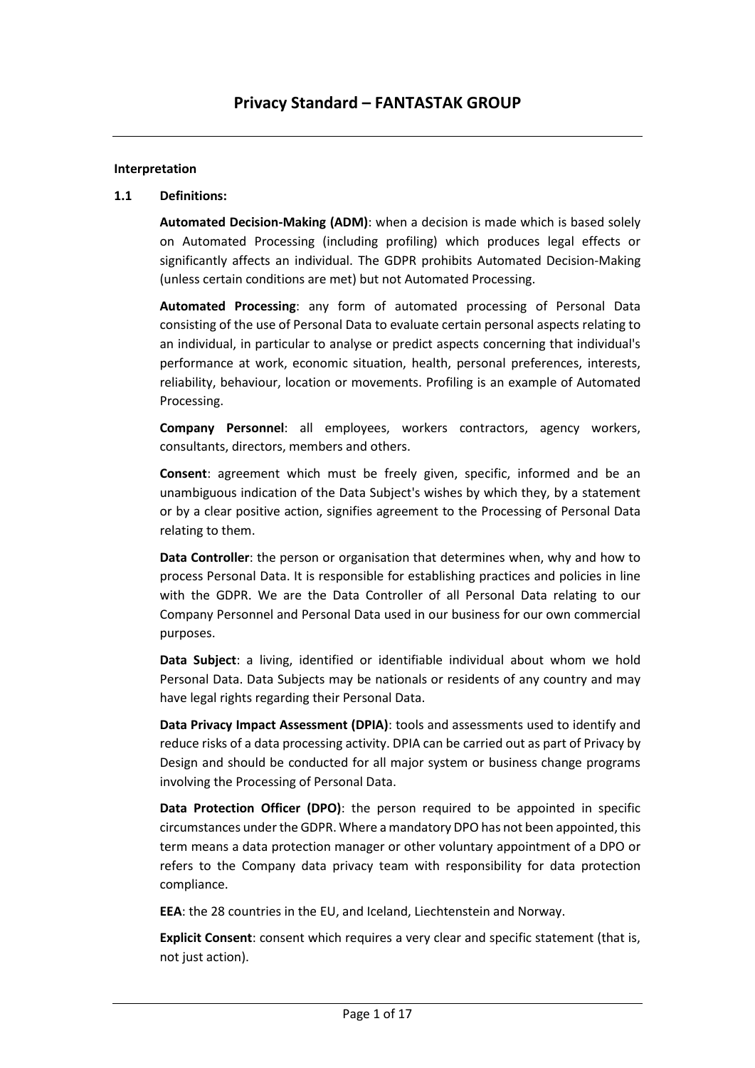# Privacy Standard – FANTASTAK GROUP

**Interpretation**

**1.1 Definitions:**

**Automated Decision-Making (ADM)**: when a decision is made which is based solely on Automated Processing (including profiling) which produces legal effects or significantly affects an individual. The GDPR prohibits Automated Decision-Making (unless certain conditions are met) but not Automated Processing.

**Automated Processing**: any form of automated processing of Personal Data consisting of the use of Personal Data to evaluate certain personal aspects relating to an individual, in particular to analyse or predict aspects concerning that individual's performance at work, economic situation, health, personal preferences, interests, reliability, behaviour, location or movements. Profiling is an example of Automated Processing.

**Company Personnel**: all employees, workers contractors, agency workers, consultants, directors, members and others.

**Consent**: agreement which must be freely given, specific, informed and be an unambiguous indication of the Data Subject's wishes by which they, by a statement or by a clear positive action, signifies agreement to the Processing of Personal Data relating to them.

**Data Controller**: the person or organisation that determines when, why and how to process Personal Data. It is responsible for establishing practices and policies in line with the GDPR. We are the Data Controller of all Personal Data relating to our Company Personnel and Personal Data used in our business for our own commercial purposes.

**Data Subject**: a living, identified or identifiable individual about whom we hold Personal Data. Data Subjects may be nationals or residents of any country and may have legal rights regarding their Personal Data.

**Data Privacy Impact Assessment (DPIA)**: tools and assessments used to identify and reduce risks of a data processing activity. DPIA can be carried out as part of Privacy by Design and should be conducted for all major system or business change programs involving the Processing of Personal Data.

**Data Protection Officer (DPO)**: the person required to be appointed in specific circumstances under the GDPR. Where a mandatory DPO has not been appointed, this term means a data protection manager or other voluntary appointment of a DPO or refers to the Company data privacy team with responsibility for data protection compliance.

**EEA**: the 28 countries in the EU, and Iceland, Liechtenstein and Norway.

**Explicit Consent**: consent which requires a very clear and specific statement (that is, not just action).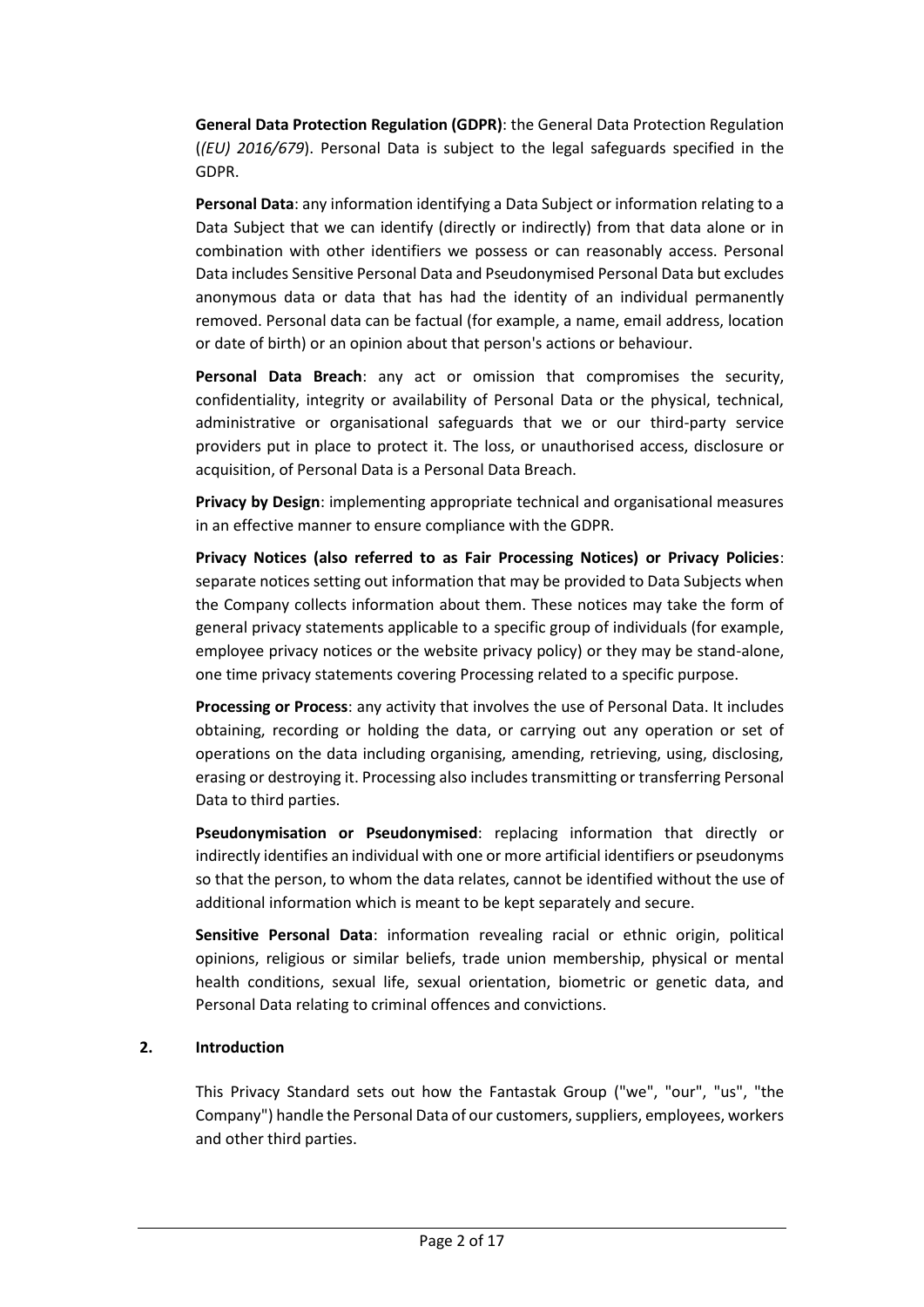**General Data Protection Regulation (GDPR)**: the General Data Protection Regulation (*(EU) 2016/679*). Personal Data is subject to the legal safeguards specified in the GDPR.

**Personal Data**: any information identifying a Data Subject or information relating to a Data Subject that we can identify (directly or indirectly) from that data alone or in combination with other identifiers we possess or can reasonably access. Personal Data includes Sensitive Personal Data and Pseudonymised Personal Data but excludes anonymous data or data that has had the identity of an individual permanently removed. Personal data can be factual (for example, a name, email address, location or date of birth) or an opinion about that person's actions or behaviour.

**Personal Data Breach**: any act or omission that compromises the security, confidentiality, integrity or availability of Personal Data or the physical, technical, administrative or organisational safeguards that we or our third-party service providers put in place to protect it. The loss, or unauthorised access, disclosure or acquisition, of Personal Data is a Personal Data Breach.

**Privacy by Design**: implementing appropriate technical and organisational measures in an effective manner to ensure compliance with the GDPR.

**Privacy Notices (also referred to as Fair Processing Notices) or Privacy Policies**: separate notices setting out information that may be provided to Data Subjects when the Company collects information about them. These notices may take the form of general privacy statements applicable to a specific group of individuals (for example, employee privacy notices or the website privacy policy) or they may be stand-alone, one time privacy statements covering Processing related to a specific purpose.

**Processing or Process**: any activity that involves the use of Personal Data. It includes obtaining, recording or holding the data, or carrying out any operation or set of operations on the data including organising, amending, retrieving, using, disclosing, erasing or destroying it. Processing also includes transmitting or transferring Personal Data to third parties.

**Pseudonymisation or Pseudonymised**: replacing information that directly or indirectly identifies an individual with one or more artificial identifiers or pseudonyms so that the person, to whom the data relates, cannot be identified without the use of additional information which is meant to be kept separately and secure.

**Sensitive Personal Data**: information revealing racial or ethnic origin, political opinions, religious or similar beliefs, trade union membership, physical or mental health conditions, sexual life, sexual orientation, biometric or genetic data, and Personal Data relating to criminal offences and convictions.

## 2. Introduction

This Privacy Standard sets out how the Fantastak Group ("we", "our", "us", "the Company") handle the Personal Data of our customers, suppliers, employees, workers and other third parties.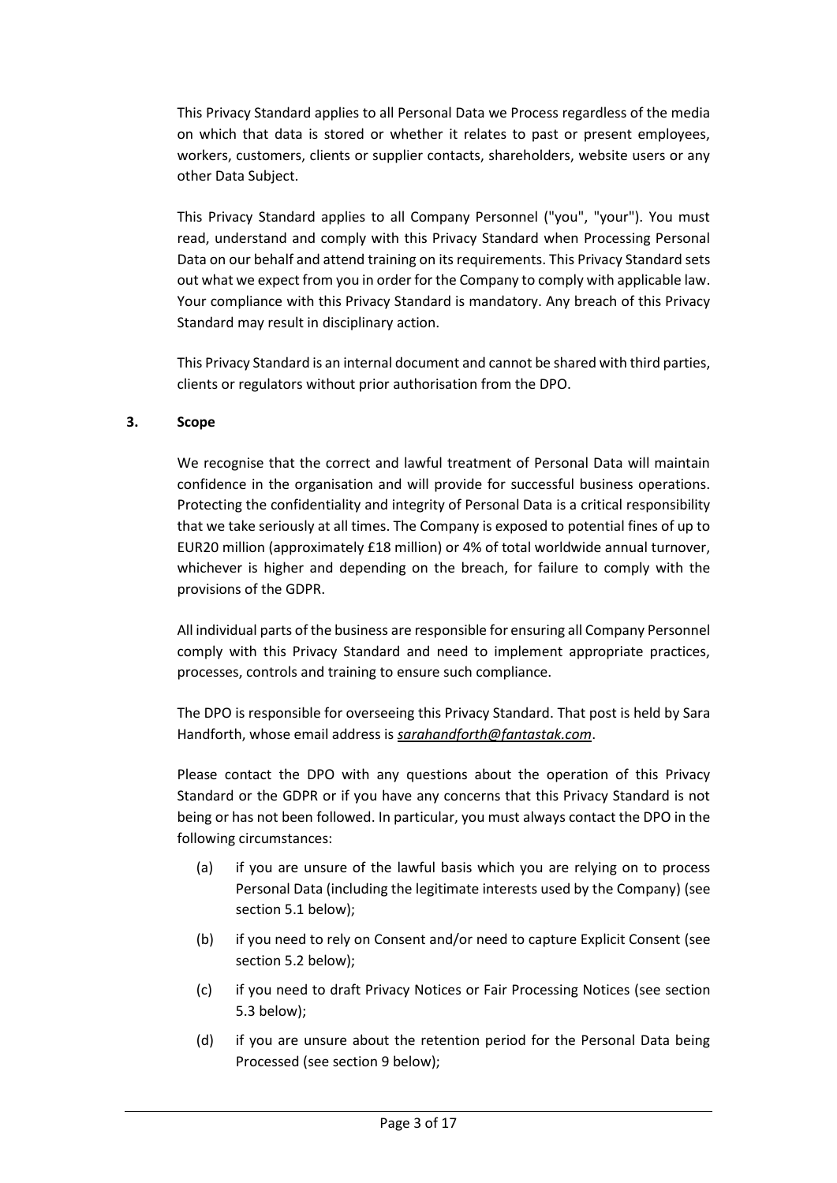This Privacy Standard applies to all Personal Data we Process regardless of the media on which that data is stored or whether it relates to past or present employees, workers, customers, clients or supplier contacts, shareholders, website users or any other Data Subject.

This Privacy Standard applies to all Company Personnel ("you", "your"). You must read, understand and comply with this Privacy Standard when Processing Personal Data on our behalf and attend training on its requirements. This Privacy Standard sets out what we expect from you in order for the Company to comply with applicable law. Your compliance with this Privacy Standard is mandatory. Any breach of this Privacy Standard may result in disciplinary action.

This Privacy Standard is an internal document and cannot be shared with third parties, clients or regulators without prior authorisation from the DPO.

## 3. Scope

We recognise that the correct and lawful treatment of Personal Data will maintain confidence in the organisation and will provide for successful business operations. Protecting the confidentiality and integrity of Personal Data is a critical responsibility that we take seriously at all times. The Company is exposed to potential fines of up to EUR20 million (approximately £18 million) or 4% of total worldwide annual turnover, whichever is higher and depending on the breach, for failure to comply with the provisions of the GDPR.

All individual parts of the business are responsible for ensuring all Company Personnel comply with this Privacy Standard and need to implement appropriate practices, processes, controls and training to ensure such compliance.

The DPO is responsible for overseeing this Privacy Standard. That post is held by Sara Handforth, whose email address is *sarahandforth@fantastak.com*.

Please contact the DPO with any questions about the operation of this Privacy Standard or the GDPR or if you have any concerns that this Privacy Standard is not being or has not been followed. In particular, you must always contact the DPO in the following circumstances:

(a) if you are unsure of the lawful basis which you are relying on to process Personal Data (including the legitimate interests used by the Company) (see section 5.1 below);

(b) if you need to rely on Consent and/or need to capture Explicit Consent (see section 5.2 below);

(c) if you need to draft Privacy Notices or Fair Processing Notices (see section 5.3 below);

(d) if you are unsure about the retention period for the Personal Data being Processed (see section 9 below);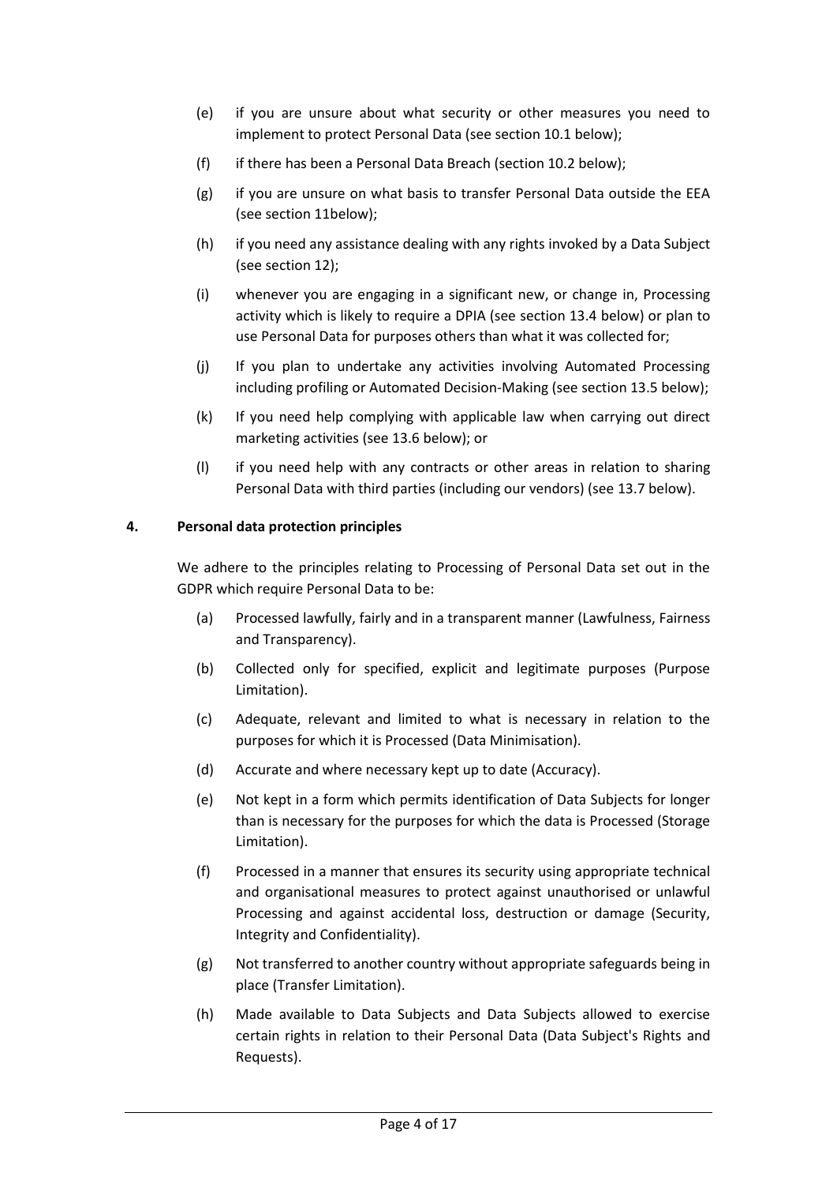(e) if you are unsure about what security or other measures you need to implement to protect Personal Data (see section 10.1 below);

(f) if there has been a Personal Data Breach (section 10.2 below);

(g) if you are unsure on what basis to transfer Personal Data outside the EEA (see section 11below);

(h) if you need any assistance dealing with any rights invoked by a Data Subject (see section 12);

(i) whenever you are engaging in a significant new, or change in, Processing activity which is likely to require a DPIA (see section 13.4 below) or plan to use Personal Data for purposes others than what it was collected for;

(j) If you plan to undertake any activities involving Automated Processing including profiling or Automated Decision-Making (see section 13.5 below);

(k) If you need help complying with applicable law when carrying out direct marketing activities (see 13.6 below); or

(l) if you need help with any contracts or other areas in relation to sharing Personal Data with third parties (including our vendors) (see 13.7 below).

## 4. Personal data protection principles

We adhere to the principles relating to Processing of Personal Data set out in the GDPR which require Personal Data to be:

(a) Processed lawfully, fairly and in a transparent manner (Lawfulness, Fairness and Transparency).

(b) Collected only for specified, explicit and legitimate purposes (Purpose Limitation).

(c) Adequate, relevant and limited to what is necessary in relation to the purposes for which it is Processed (Data Minimisation).

(d) Accurate and where necessary kept up to date (Accuracy).

(e) Not kept in a form which permits identification of Data Subjects for longer than is necessary for the purposes for which the data is Processed (Storage Limitation).

(f) Processed in a manner that ensures its security using appropriate technical and organisational measures to protect against unauthorised or unlawful Processing and against accidental loss, destruction or damage (Security, Integrity and Confidentiality).

(g) Not transferred to another country without appropriate safeguards being in place (Transfer Limitation).

(h) Made available to Data Subjects and Data Subjects allowed to exercise certain rights in relation to their Personal Data (Data Subject's Rights and Requests).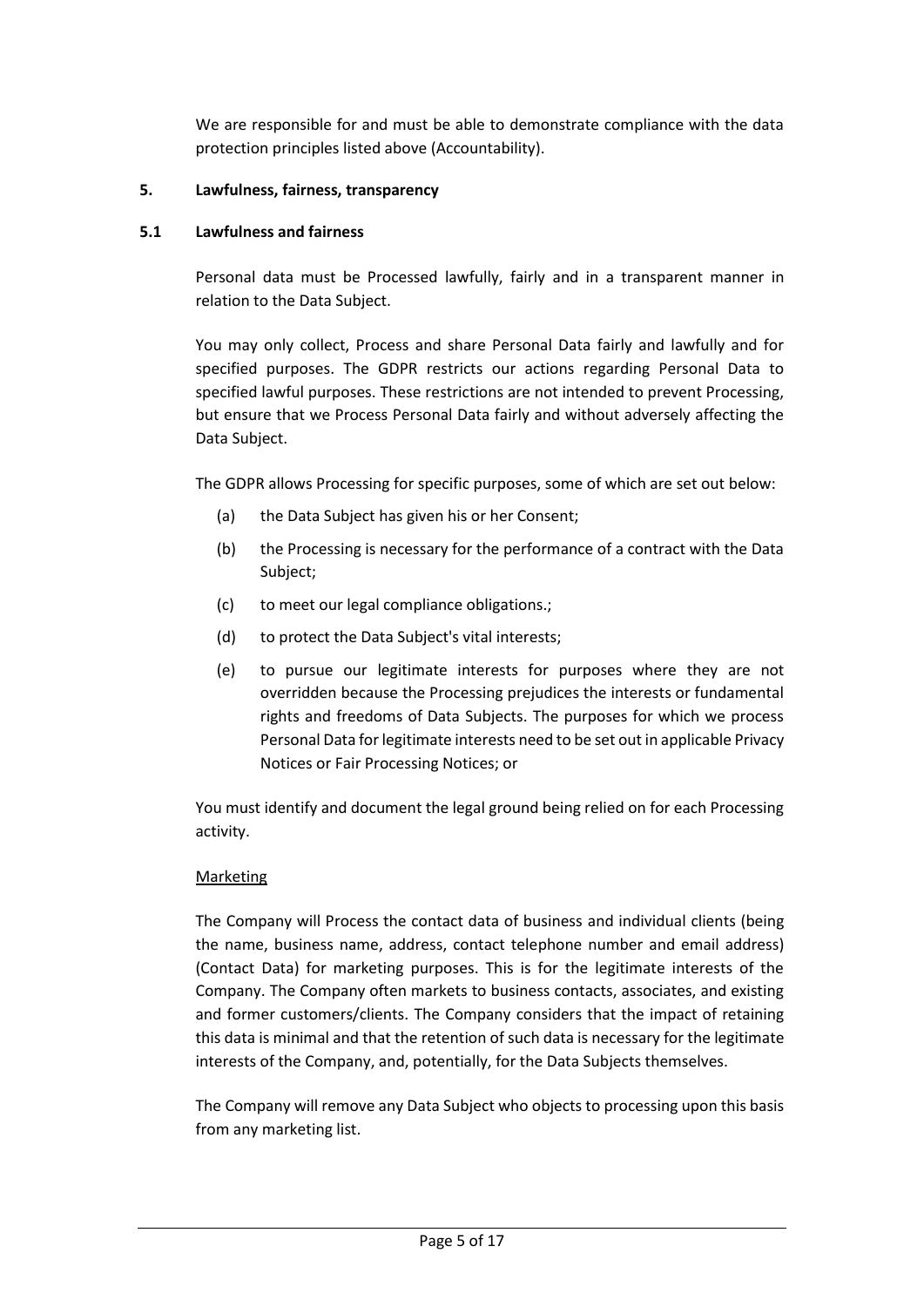We are responsible for and must be able to demonstrate compliance with the data protection principles listed above (Accountability).

## 5. Lawfulness, fairness, transparency

### 5.1 Lawfulness and fairness

Personal data must be Processed lawfully, fairly and in a transparent manner in relation to the Data Subject.

You may only collect, Process and share Personal Data fairly and lawfully and for specified purposes. The GDPR restricts our actions regarding Personal Data to specified lawful purposes. These restrictions are not intended to prevent Processing, but ensure that we Process Personal Data fairly and without adversely affecting the Data Subject.

The GDPR allows Processing for specific purposes, some of which are set out below:

(a) the Data Subject has given his or her Consent;

(b) the Processing is necessary for the performance of a contract with the Data Subject;

(c) to meet our legal compliance obligations.;

(d) to protect the Data Subject's vital interests;

(e) to pursue our legitimate interests for purposes where they are not overridden because the Processing prejudices the interests or fundamental rights and freedoms of Data Subjects. The purposes for which we process Personal Data for legitimate interests need to be set out in applicable Privacy Notices or Fair Processing Notices; or

You must identify and document the legal ground being relied on for each Processing activity.

<u>Marketing</u>

The Company will Process the contact data of business and individual clients (being the name, business name, address, contact telephone number and email address) (Contact Data) for marketing purposes. This is for the legitimate interests of the Company. The Company often markets to business contacts, associates, and existing and former customers/clients. The Company considers that the impact of retaining this data is minimal and that the retention of such data is necessary for the legitimate interests of the Company, and, potentially, for the Data Subjects themselves.

The Company will remove any Data Subject who objects to processing upon this basis from any marketing list.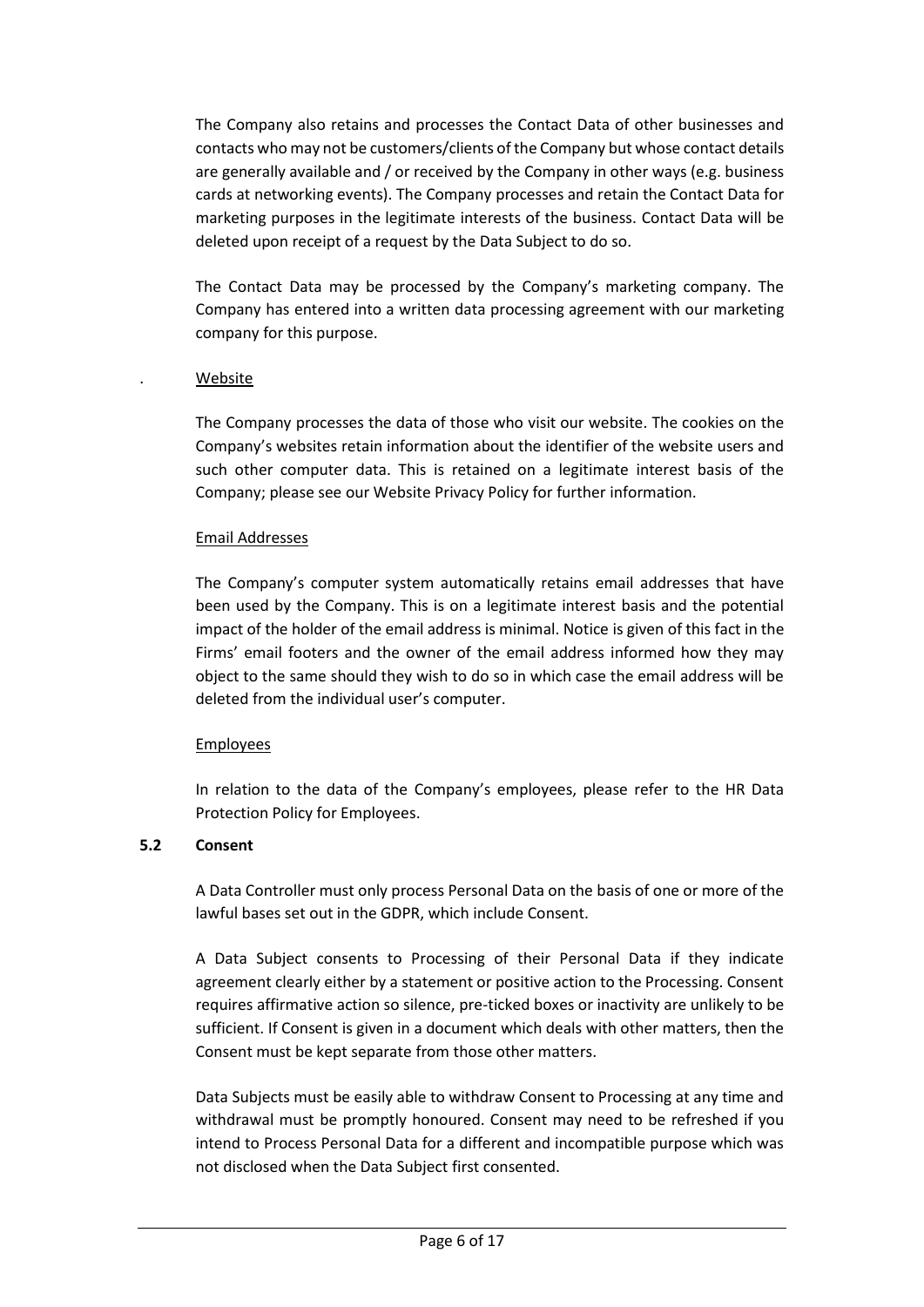The Company also retains and processes the Contact Data of other businesses and contacts who may not be customers/clients of the Company but whose contact details are generally available and / or received by the Company in other ways (e.g. business cards at networking events). The Company processes and retain the Contact Data for marketing purposes in the legitimate interests of the business. Contact Data will be deleted upon receipt of a request by the Data Subject to do so.

The Contact Data may be processed by the Company's marketing company. The Company has entered into a written data processing agreement with our marketing company for this purpose.

. Website

The Company processes the data of those who visit our website. The cookies on the Company's websites retain information about the identifier of the website users and such other computer data. This is retained on a legitimate interest basis of the Company; please see our Website Privacy Policy for further information.

Email Addresses

The Company's computer system automatically retains email addresses that have been used by the Company. This is on a legitimate interest basis and the potential impact of the holder of the email address is minimal. Notice is given of this fact in the Firms' email footers and the owner of the email address informed how they may object to the same should they wish to do so in which case the email address will be deleted from the individual user's computer.

Employees

In relation to the data of the Company's employees, please refer to the HR Data Protection Policy for Employees.

**5.2 Consent**

A Data Controller must only process Personal Data on the basis of one or more of the lawful bases set out in the GDPR, which include Consent.

A Data Subject consents to Processing of their Personal Data if they indicate agreement clearly either by a statement or positive action to the Processing. Consent requires affirmative action so silence, pre-ticked boxes or inactivity are unlikely to be sufficient. If Consent is given in a document which deals with other matters, then the Consent must be kept separate from those other matters.

Data Subjects must be easily able to withdraw Consent to Processing at any time and withdrawal must be promptly honoured. Consent may need to be refreshed if you intend to Process Personal Data for a different and incompatible purpose which was not disclosed when the Data Subject first consented.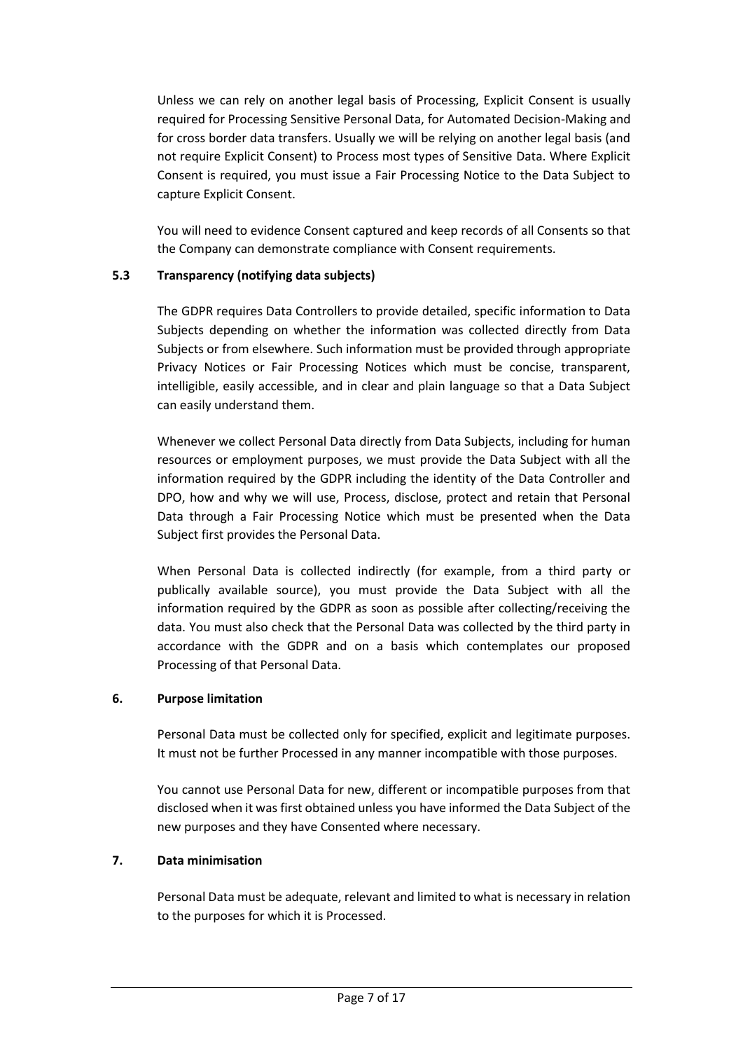Unless we can rely on another legal basis of Processing, Explicit Consent is usually required for Processing Sensitive Personal Data, for Automated Decision-Making and for cross border data transfers. Usually we will be relying on another legal basis (and not require Explicit Consent) to Process most types of Sensitive Data. Where Explicit Consent is required, you must issue a Fair Processing Notice to the Data Subject to capture Explicit Consent.

You will need to evidence Consent captured and keep records of all Consents so that the Company can demonstrate compliance with Consent requirements.

### 5.3 Transparency (notifying data subjects)

The GDPR requires Data Controllers to provide detailed, specific information to Data Subjects depending on whether the information was collected directly from Data Subjects or from elsewhere. Such information must be provided through appropriate Privacy Notices or Fair Processing Notices which must be concise, transparent, intelligible, easily accessible, and in clear and plain language so that a Data Subject can easily understand them.

Whenever we collect Personal Data directly from Data Subjects, including for human resources or employment purposes, we must provide the Data Subject with all the information required by the GDPR including the identity of the Data Controller and DPO, how and why we will use, Process, disclose, protect and retain that Personal Data through a Fair Processing Notice which must be presented when the Data Subject first provides the Personal Data.

When Personal Data is collected indirectly (for example, from a third party or publically available source), you must provide the Data Subject with all the information required by the GDPR as soon as possible after collecting/receiving the data. You must also check that the Personal Data was collected by the third party in accordance with the GDPR and on a basis which contemplates our proposed Processing of that Personal Data.

## 6. Purpose limitation

Personal Data must be collected only for specified, explicit and legitimate purposes. It must not be further Processed in any manner incompatible with those purposes.

You cannot use Personal Data for new, different or incompatible purposes from that disclosed when it was first obtained unless you have informed the Data Subject of the new purposes and they have Consented where necessary.

## 7. Data minimisation

Personal Data must be adequate, relevant and limited to what is necessary in relation to the purposes for which it is Processed.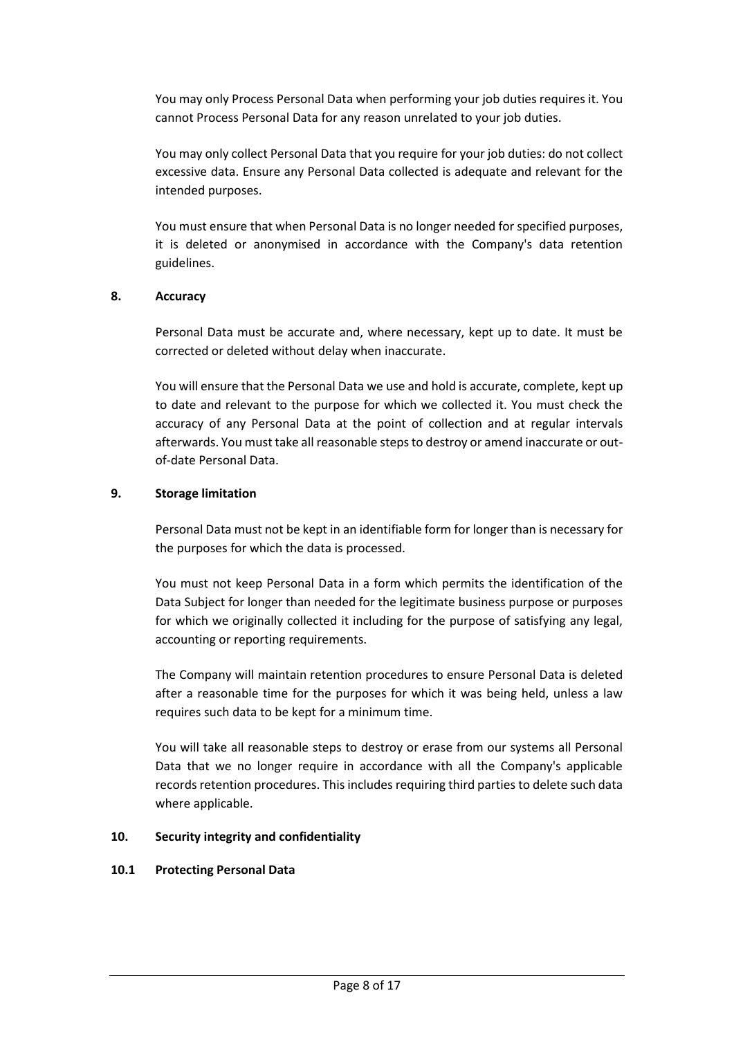You may only Process Personal Data when performing your job duties requires it. You cannot Process Personal Data for any reason unrelated to your job duties.

You may only collect Personal Data that you require for your job duties: do not collect excessive data. Ensure any Personal Data collected is adequate and relevant for the intended purposes.

You must ensure that when Personal Data is no longer needed for specified purposes, it is deleted or anonymised in accordance with the Company's data retention guidelines.

## 8. Accuracy

Personal Data must be accurate and, where necessary, kept up to date. It must be corrected or deleted without delay when inaccurate.

You will ensure that the Personal Data we use and hold is accurate, complete, kept up to date and relevant to the purpose for which we collected it. You must check the accuracy of any Personal Data at the point of collection and at regular intervals afterwards. You must take all reasonable steps to destroy or amend inaccurate or out-of-date Personal Data.

## 9. Storage limitation

Personal Data must not be kept in an identifiable form for longer than is necessary for the purposes for which the data is processed.

You must not keep Personal Data in a form which permits the identification of the Data Subject for longer than needed for the legitimate business purpose or purposes for which we originally collected it including for the purpose of satisfying any legal, accounting or reporting requirements.

The Company will maintain retention procedures to ensure Personal Data is deleted after a reasonable time for the purposes for which it was being held, unless a law requires such data to be kept for a minimum time.

You will take all reasonable steps to destroy or erase from our systems all Personal Data that we no longer require in accordance with all the Company's applicable records retention procedures. This includes requiring third parties to delete such data where applicable.

## 10. Security integrity and confidentiality

### 10.1 Protecting Personal Data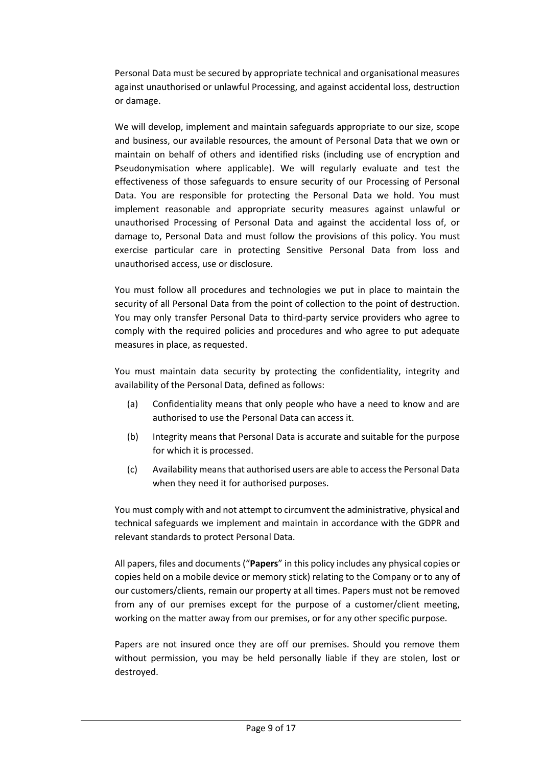Personal Data must be secured by appropriate technical and organisational measures against unauthorised or unlawful Processing, and against accidental loss, destruction or damage.

We will develop, implement and maintain safeguards appropriate to our size, scope and business, our available resources, the amount of Personal Data that we own or maintain on behalf of others and identified risks (including use of encryption and Pseudonymisation where applicable). We will regularly evaluate and test the effectiveness of those safeguards to ensure security of our Processing of Personal Data. You are responsible for protecting the Personal Data we hold. You must implement reasonable and appropriate security measures against unlawful or unauthorised Processing of Personal Data and against the accidental loss of, or damage to, Personal Data and must follow the provisions of this policy. You must exercise particular care in protecting Sensitive Personal Data from loss and unauthorised access, use or disclosure.

You must follow all procedures and technologies we put in place to maintain the security of all Personal Data from the point of collection to the point of destruction. You may only transfer Personal Data to third-party service providers who agree to comply with the required policies and procedures and who agree to put adequate measures in place, as requested.

You must maintain data security by protecting the confidentiality, integrity and availability of the Personal Data, defined as follows:

(a) Confidentiality means that only people who have a need to know and are authorised to use the Personal Data can access it.

(b) Integrity means that Personal Data is accurate and suitable for the purpose for which it is processed.

(c) Availability means that authorised users are able to access the Personal Data when they need it for authorised purposes.

You must comply with and not attempt to circumvent the administrative, physical and technical safeguards we implement and maintain in accordance with the GDPR and relevant standards to protect Personal Data.

All papers, files and documents ("**Papers**" in this policy includes any physical copies or copies held on a mobile device or memory stick) relating to the Company or to any of our customers/clients, remain our property at all times. Papers must not be removed from any of our premises except for the purpose of a customer/client meeting, working on the matter away from our premises, or for any other specific purpose.

Papers are not insured once they are off our premises. Should you remove them without permission, you may be held personally liable if they are stolen, lost or destroyed.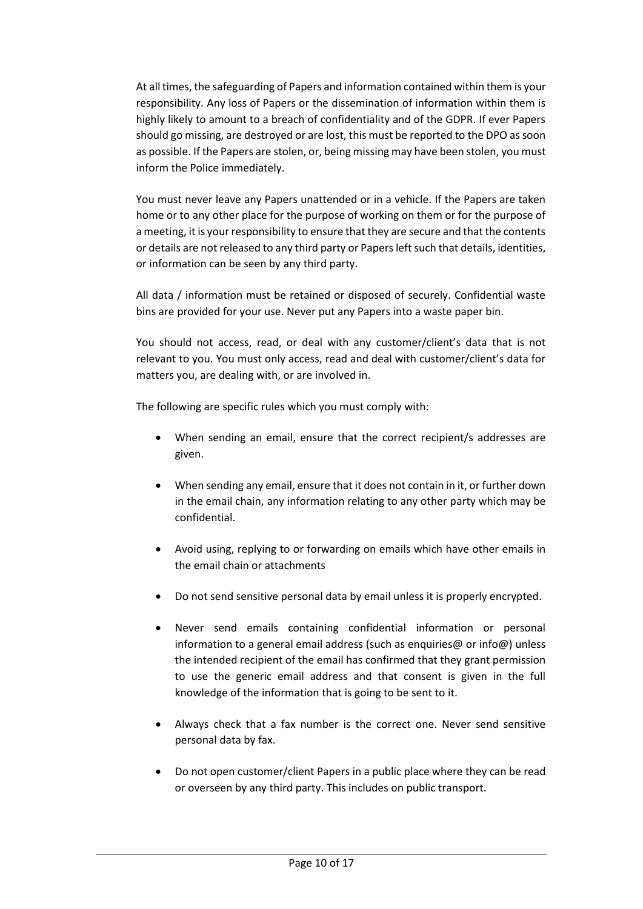At all times, the safeguarding of Papers and information contained within them is your responsibility. Any loss of Papers or the dissemination of information within them is highly likely to amount to a breach of confidentiality and of the GDPR. If ever Papers should go missing, are destroyed or are lost, this must be reported to the DPO as soon as possible. If the Papers are stolen, or, being missing may have been stolen, you must inform the Police immediately.

You must never leave any Papers unattended or in a vehicle. If the Papers are taken home or to any other place for the purpose of working on them or for the purpose of a meeting, it is your responsibility to ensure that they are secure and that the contents or details are not released to any third party or Papers left such that details, identities, or information can be seen by any third party.

All data / information must be retained or disposed of securely. Confidential waste bins are provided for your use. Never put any Papers into a waste paper bin.

You should not access, read, or deal with any customer/client's data that is not relevant to you. You must only access, read and deal with customer/client's data for matters you, are dealing with, or are involved in.

The following are specific rules which you must comply with:

- When sending an email, ensure that the correct recipient/s addresses are given.
- When sending any email, ensure that it does not contain in it, or further down in the email chain, any information relating to any other party which may be confidential.
- Avoid using, replying to or forwarding on emails which have other emails in the email chain or attachments
- Do not send sensitive personal data by email unless it is properly encrypted.
- Never send emails containing confidential information or personal information to a general email address (such as enquiries@ or info@) unless the intended recipient of the email has confirmed that they grant permission to use the generic email address and that consent is given in the full knowledge of the information that is going to be sent to it.
- Always check that a fax number is the correct one. Never send sensitive personal data by fax.
- Do not open customer/client Papers in a public place where they can be read or overseen by any third party. This includes on public transport.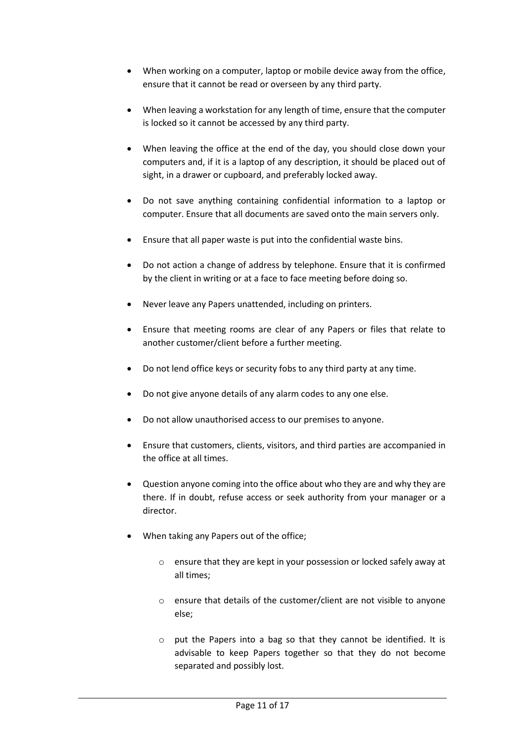- When working on a computer, laptop or mobile device away from the office, ensure that it cannot be read or overseen by any third party.

- When leaving a workstation for any length of time, ensure that the computer is locked so it cannot be accessed by any third party.

- When leaving the office at the end of the day, you should close down your computers and, if it is a laptop of any description, it should be placed out of sight, in a drawer or cupboard, and preferably locked away.

- Do not save anything containing confidential information to a laptop or computer. Ensure that all documents are saved onto the main servers only.

- Ensure that all paper waste is put into the confidential waste bins.

- Do not action a change of address by telephone. Ensure that it is confirmed by the client in writing or at a face to face meeting before doing so.

- Never leave any Papers unattended, including on printers.

- Ensure that meeting rooms are clear of any Papers or files that relate to another customer/client before a further meeting.

- Do not lend office keys or security fobs to any third party at any time.

- Do not give anyone details of any alarm codes to any one else.

- Do not allow unauthorised access to our premises to anyone.

- Ensure that customers, clients, visitors, and third parties are accompanied in the office at all times.

- Question anyone coming into the office about who they are and why they are there. If in doubt, refuse access or seek authority from your manager or a director.

- When taking any Papers out of the office;

  - ensure that they are kept in your possession or locked safely away at all times;

  - ensure that details of the customer/client are not visible to anyone else;

  - put the Papers into a bag so that they cannot be identified. It is advisable to keep Papers together so that they do not become separated and possibly lost.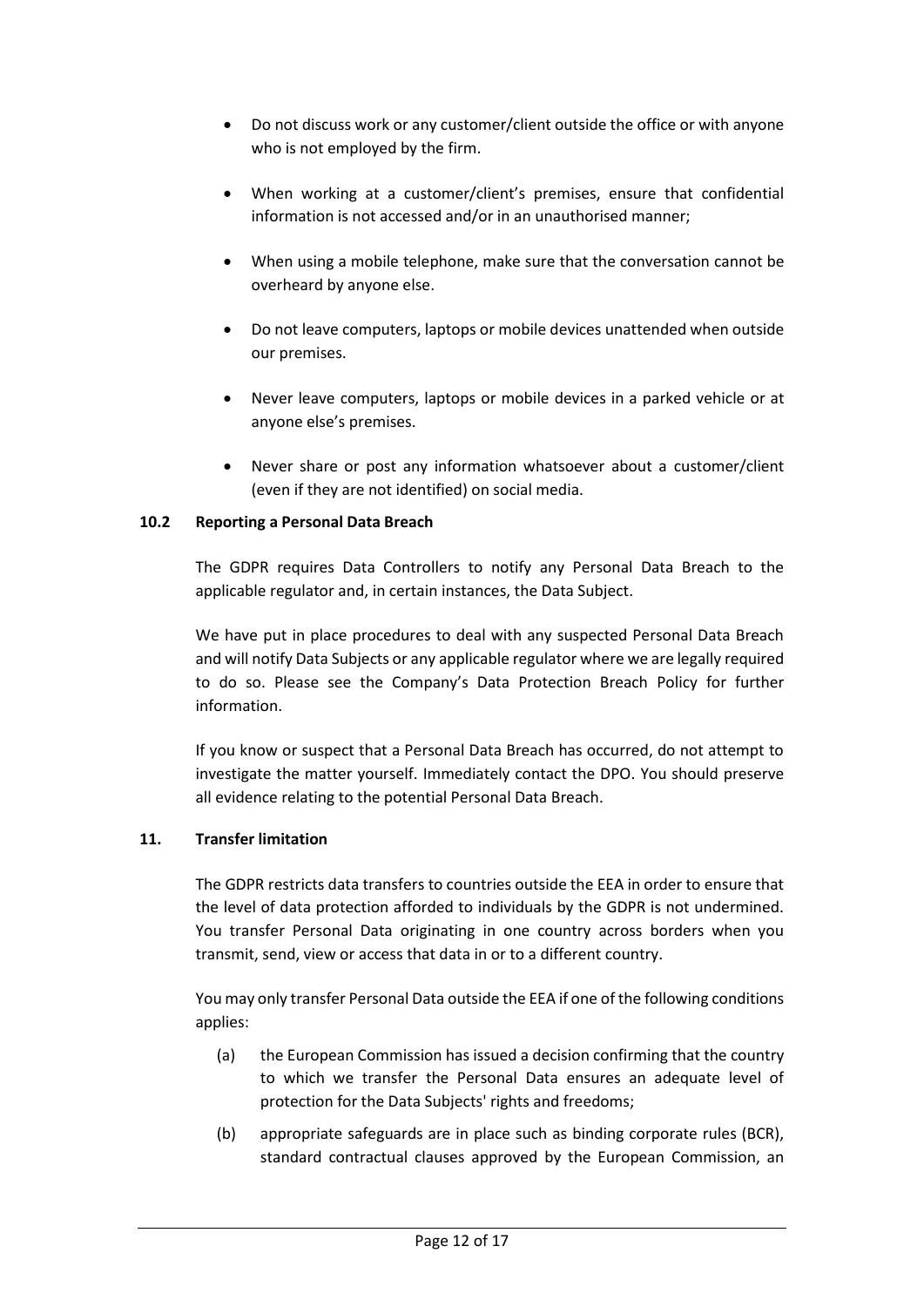- Do not discuss work or any customer/client outside the office or with anyone who is not employed by the firm.
- When working at a customer/client's premises, ensure that confidential information is not accessed and/or in an unauthorised manner;
- When using a mobile telephone, make sure that the conversation cannot be overheard by anyone else.
- Do not leave computers, laptops or mobile devices unattended when outside our premises.
- Never leave computers, laptops or mobile devices in a parked vehicle or at anyone else's premises.
- Never share or post any information whatsoever about a customer/client (even if they are not identified) on social media.

### 10.2 Reporting a Personal Data Breach

The GDPR requires Data Controllers to notify any Personal Data Breach to the applicable regulator and, in certain instances, the Data Subject.

We have put in place procedures to deal with any suspected Personal Data Breach and will notify Data Subjects or any applicable regulator where we are legally required to do so. Please see the Company's Data Protection Breach Policy for further information.

If you know or suspect that a Personal Data Breach has occurred, do not attempt to investigate the matter yourself. Immediately contact the DPO. You should preserve all evidence relating to the potential Personal Data Breach.

## 11. Transfer limitation

The GDPR restricts data transfers to countries outside the EEA in order to ensure that the level of data protection afforded to individuals by the GDPR is not undermined. You transfer Personal Data originating in one country across borders when you transmit, send, view or access that data in or to a different country.

You may only transfer Personal Data outside the EEA if one of the following conditions applies:

(a) the European Commission has issued a decision confirming that the country to which we transfer the Personal Data ensures an adequate level of protection for the Data Subjects' rights and freedoms;

(b) appropriate safeguards are in place such as binding corporate rules (BCR), standard contractual clauses approved by the European Commission, an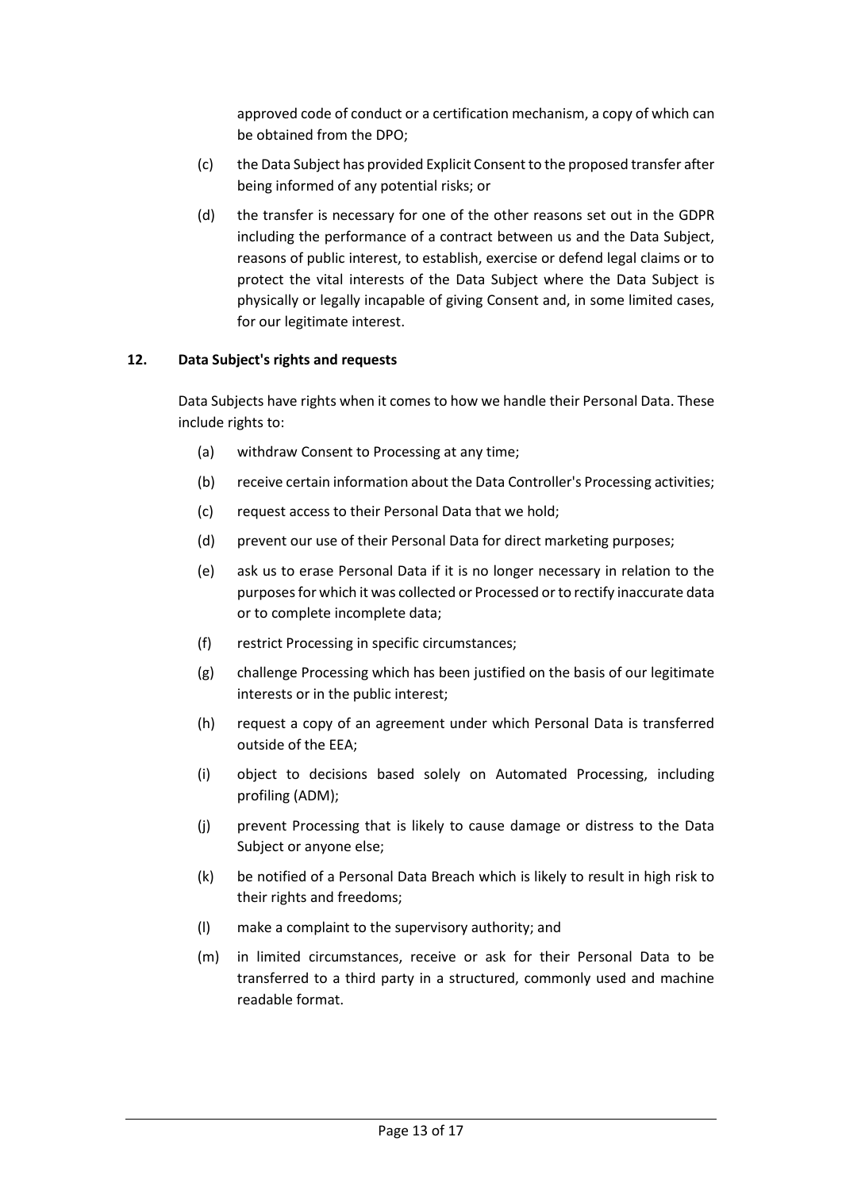approved code of conduct or a certification mechanism, a copy of which can be obtained from the DPO;

(c) the Data Subject has provided Explicit Consent to the proposed transfer after being informed of any potential risks; or

(d) the transfer is necessary for one of the other reasons set out in the GDPR including the performance of a contract between us and the Data Subject, reasons of public interest, to establish, exercise or defend legal claims or to protect the vital interests of the Data Subject where the Data Subject is physically or legally incapable of giving Consent and, in some limited cases, for our legitimate interest.

## 12. Data Subject's rights and requests

Data Subjects have rights when it comes to how we handle their Personal Data. These include rights to:

(a) withdraw Consent to Processing at any time;

(b) receive certain information about the Data Controller's Processing activities;

(c) request access to their Personal Data that we hold;

(d) prevent our use of their Personal Data for direct marketing purposes;

(e) ask us to erase Personal Data if it is no longer necessary in relation to the purposes for which it was collected or Processed or to rectify inaccurate data or to complete incomplete data;

(f) restrict Processing in specific circumstances;

(g) challenge Processing which has been justified on the basis of our legitimate interests or in the public interest;

(h) request a copy of an agreement under which Personal Data is transferred outside of the EEA;

(i) object to decisions based solely on Automated Processing, including profiling (ADM);

(j) prevent Processing that is likely to cause damage or distress to the Data Subject or anyone else;

(k) be notified of a Personal Data Breach which is likely to result in high risk to their rights and freedoms;

(l) make a complaint to the supervisory authority; and

(m) in limited circumstances, receive or ask for their Personal Data to be transferred to a third party in a structured, commonly used and machine readable format.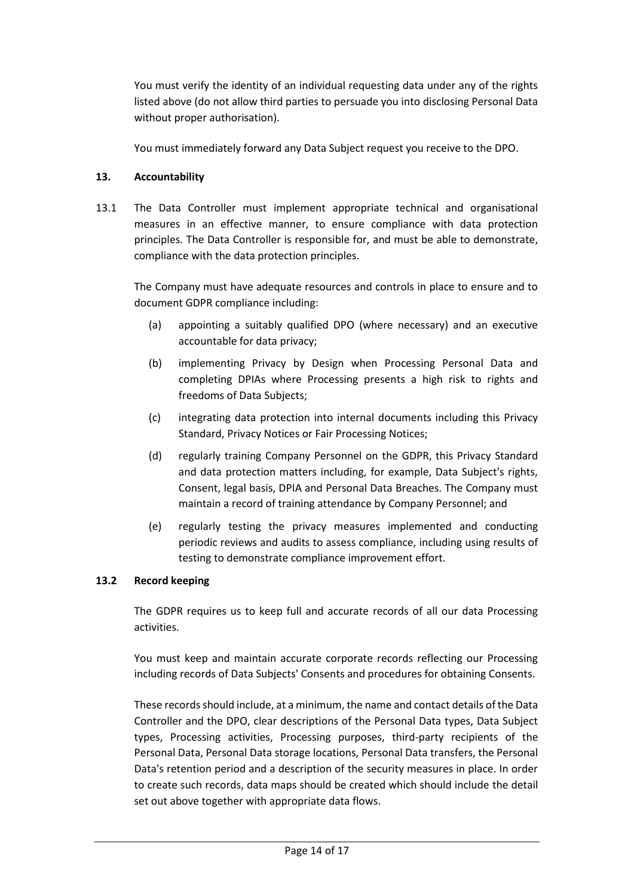You must verify the identity of an individual requesting data under any of the rights listed above (do not allow third parties to persuade you into disclosing Personal Data without proper authorisation).

You must immediately forward any Data Subject request you receive to the DPO.

## 13. Accountability

13.1 The Data Controller must implement appropriate technical and organisational measures in an effective manner, to ensure compliance with data protection principles. The Data Controller is responsible for, and must be able to demonstrate, compliance with the data protection principles.

The Company must have adequate resources and controls in place to ensure and to document GDPR compliance including:

(a) appointing a suitably qualified DPO (where necessary) and an executive accountable for data privacy;

(b) implementing Privacy by Design when Processing Personal Data and completing DPIAs where Processing presents a high risk to rights and freedoms of Data Subjects;

(c) integrating data protection into internal documents including this Privacy Standard, Privacy Notices or Fair Processing Notices;

(d) regularly training Company Personnel on the GDPR, this Privacy Standard and data protection matters including, for example, Data Subject's rights, Consent, legal basis, DPIA and Personal Data Breaches. The Company must maintain a record of training attendance by Company Personnel; and

(e) regularly testing the privacy measures implemented and conducting periodic reviews and audits to assess compliance, including using results of testing to demonstrate compliance improvement effort.

### 13.2 Record keeping

The GDPR requires us to keep full and accurate records of all our data Processing activities.

You must keep and maintain accurate corporate records reflecting our Processing including records of Data Subjects' Consents and procedures for obtaining Consents.

These records should include, at a minimum, the name and contact details of the Data Controller and the DPO, clear descriptions of the Personal Data types, Data Subject types, Processing activities, Processing purposes, third-party recipients of the Personal Data, Personal Data storage locations, Personal Data transfers, the Personal Data's retention period and a description of the security measures in place. In order to create such records, data maps should be created which should include the detail set out above together with appropriate data flows.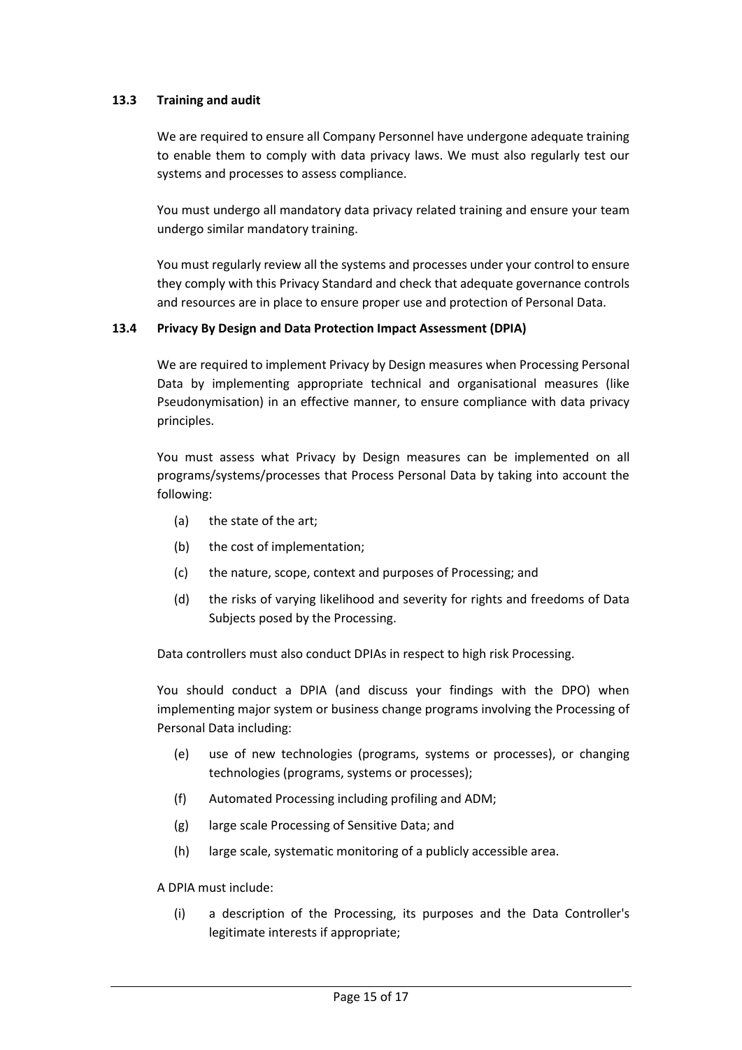### 13.3 Training and audit

We are required to ensure all Company Personnel have undergone adequate training to enable them to comply with data privacy laws. We must also regularly test our systems and processes to assess compliance.

You must undergo all mandatory data privacy related training and ensure your team undergo similar mandatory training.

You must regularly review all the systems and processes under your control to ensure they comply with this Privacy Standard and check that adequate governance controls and resources are in place to ensure proper use and protection of Personal Data.

### 13.4 Privacy By Design and Data Protection Impact Assessment (DPIA)

We are required to implement Privacy by Design measures when Processing Personal Data by implementing appropriate technical and organisational measures (like Pseudonymisation) in an effective manner, to ensure compliance with data privacy principles.

You must assess what Privacy by Design measures can be implemented on all programs/systems/processes that Process Personal Data by taking into account the following:

(a) the state of the art;

(b) the cost of implementation;

(c) the nature, scope, context and purposes of Processing; and

(d) the risks of varying likelihood and severity for rights and freedoms of Data Subjects posed by the Processing.

Data controllers must also conduct DPIAs in respect to high risk Processing.

You should conduct a DPIA (and discuss your findings with the DPO) when implementing major system or business change programs involving the Processing of Personal Data including:

(e) use of new technologies (programs, systems or processes), or changing technologies (programs, systems or processes);

(f) Automated Processing including profiling and ADM;

(g) large scale Processing of Sensitive Data; and

(h) large scale, systematic monitoring of a publicly accessible area.

A DPIA must include:

(i) a description of the Processing, its purposes and the Data Controller's legitimate interests if appropriate;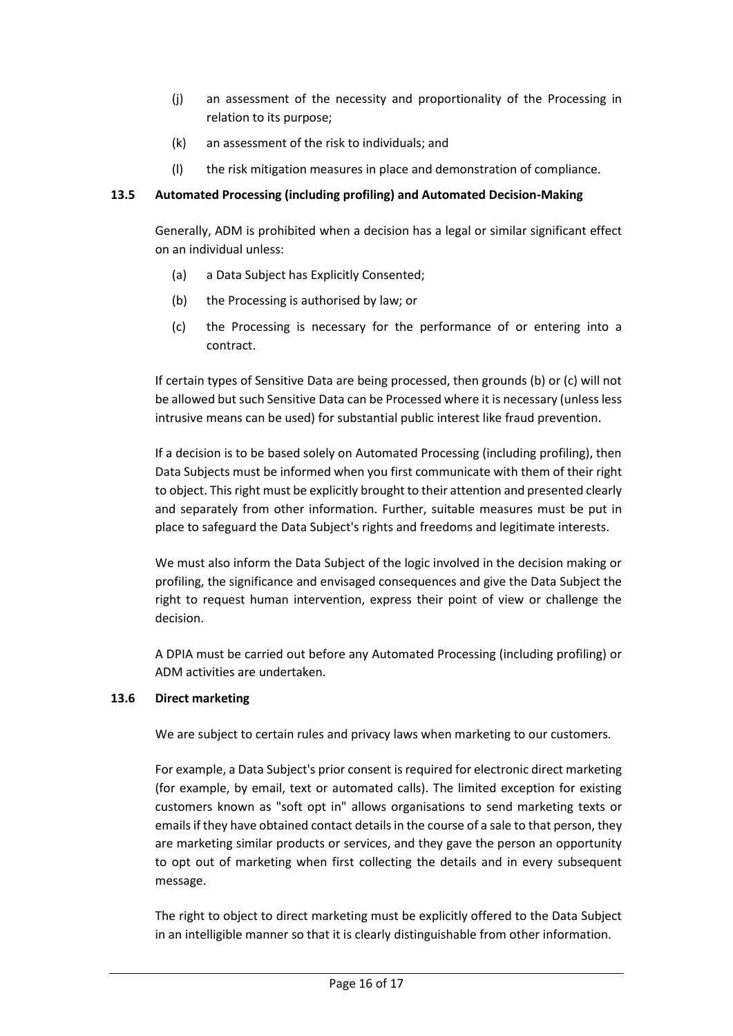(j) an assessment of the necessity and proportionality of the Processing in relation to its purpose;

(k) an assessment of the risk to individuals; and

(l) the risk mitigation measures in place and demonstration of compliance.

### 13.5 Automated Processing (including profiling) and Automated Decision-Making

Generally, ADM is prohibited when a decision has a legal or similar significant effect on an individual unless:

(a) a Data Subject has Explicitly Consented;

(b) the Processing is authorised by law; or

(c) the Processing is necessary for the performance of or entering into a contract.

If certain types of Sensitive Data are being processed, then grounds (b) or (c) will not be allowed but such Sensitive Data can be Processed where it is necessary (unless less intrusive means can be used) for substantial public interest like fraud prevention.

If a decision is to be based solely on Automated Processing (including profiling), then Data Subjects must be informed when you first communicate with them of their right to object. This right must be explicitly brought to their attention and presented clearly and separately from other information. Further, suitable measures must be put in place to safeguard the Data Subject's rights and freedoms and legitimate interests.

We must also inform the Data Subject of the logic involved in the decision making or profiling, the significance and envisaged consequences and give the Data Subject the right to request human intervention, express their point of view or challenge the decision.

A DPIA must be carried out before any Automated Processing (including profiling) or ADM activities are undertaken.

### 13.6 Direct marketing

We are subject to certain rules and privacy laws when marketing to our customers.

For example, a Data Subject's prior consent is required for electronic direct marketing (for example, by email, text or automated calls). The limited exception for existing customers known as "soft opt in" allows organisations to send marketing texts or emails if they have obtained contact details in the course of a sale to that person, they are marketing similar products or services, and they gave the person an opportunity to opt out of marketing when first collecting the details and in every subsequent message.

The right to object to direct marketing must be explicitly offered to the Data Subject in an intelligible manner so that it is clearly distinguishable from other information.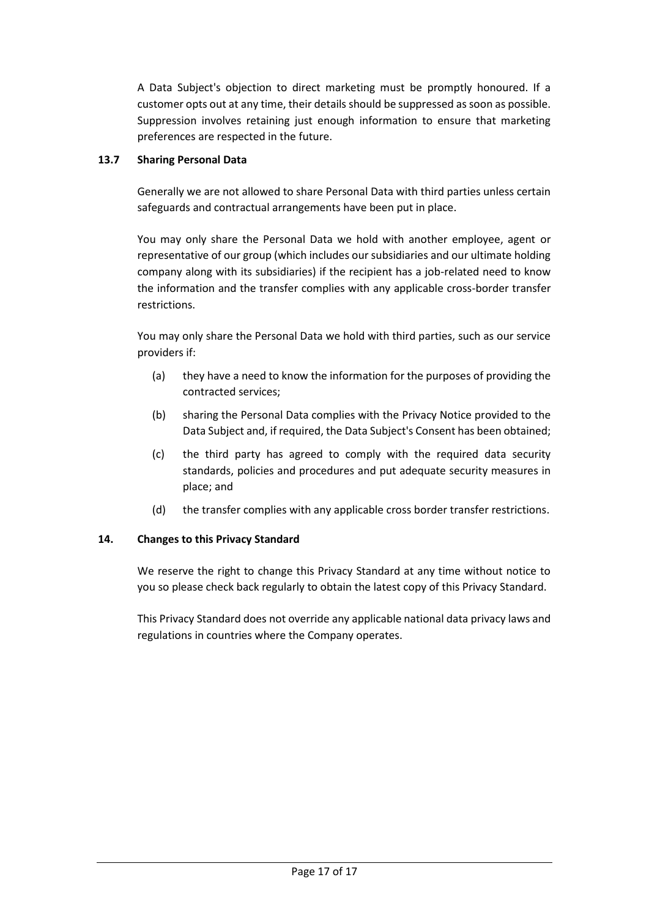A Data Subject's objection to direct marketing must be promptly honoured. If a customer opts out at any time, their details should be suppressed as soon as possible. Suppression involves retaining just enough information to ensure that marketing preferences are respected in the future.

### 13.7 Sharing Personal Data

Generally we are not allowed to share Personal Data with third parties unless certain safeguards and contractual arrangements have been put in place.

You may only share the Personal Data we hold with another employee, agent or representative of our group (which includes our subsidiaries and our ultimate holding company along with its subsidiaries) if the recipient has a job-related need to know the information and the transfer complies with any applicable cross-border transfer restrictions.

You may only share the Personal Data we hold with third parties, such as our service providers if:

(a) they have a need to know the information for the purposes of providing the contracted services;

(b) sharing the Personal Data complies with the Privacy Notice provided to the Data Subject and, if required, the Data Subject's Consent has been obtained;

(c) the third party has agreed to comply with the required data security standards, policies and procedures and put adequate security measures in place; and

(d) the transfer complies with any applicable cross border transfer restrictions.

## 14. Changes to this Privacy Standard

We reserve the right to change this Privacy Standard at any time without notice to you so please check back regularly to obtain the latest copy of this Privacy Standard.

This Privacy Standard does not override any applicable national data privacy laws and regulations in countries where the Company operates.